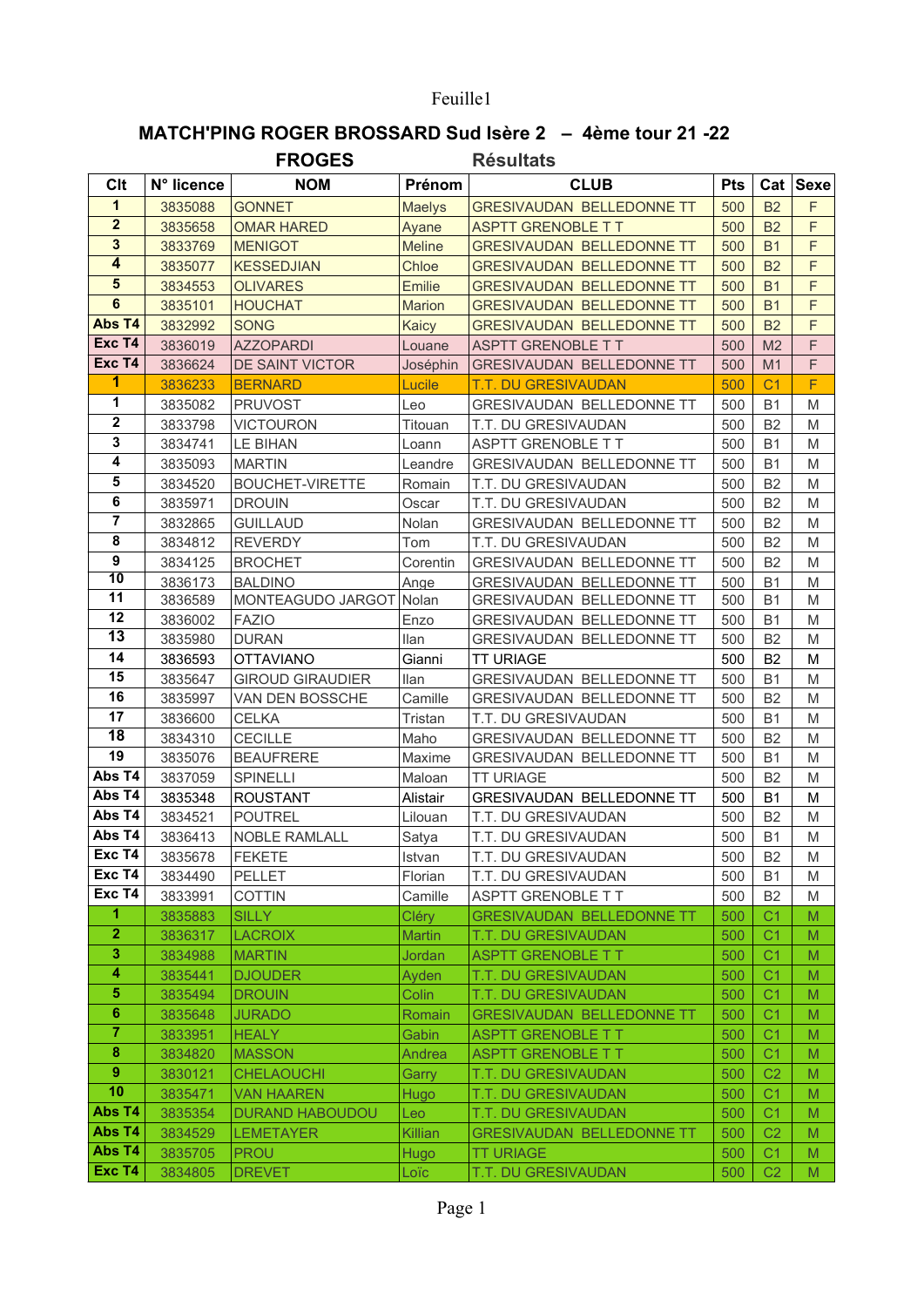# MATCH'PING ROGER BROSSARD Sud Isère 2 – 4ème tour 21 -22

**FROGES** **Résultats**

| Clt | N° licence | NOM | Prénom | CLUB | Pts | Cat | Sexe |
|---|---|---|---|---|---|---|---|
| 1 | 3835088 | GONNET | Maelys | GRESIVAUDAN BELLEDONNE TT | 500 | B2 | F |
| 2 | 3835658 | OMAR HARED | Ayane | ASPTT GRENOBLE T T | 500 | B2 | F |
| 3 | 3833769 | MENIGOT | Meline | GRESIVAUDAN BELLEDONNE TT | 500 | B1 | F |
| 4 | 3835077 | KESSEDJIAN | Chloe | GRESIVAUDAN BELLEDONNE TT | 500 | B2 | F |
| 5 | 3834553 | OLIVARES | Emilie | GRESIVAUDAN BELLEDONNE TT | 500 | B1 | F |
| 6 | 3835101 | HOUCHAT | Marion | GRESIVAUDAN BELLEDONNE TT | 500 | B1 | F |
| Abs T4 | 3832992 | SONG | Kaicy | GRESIVAUDAN BELLEDONNE TT | 500 | B2 | F |
| Exc T4 | 3836019 | AZZOPARDI | Louane | ASPTT GRENOBLE T T | 500 | M2 | F |
| Exc T4 | 3836624 | DE SAINT VICTOR | Joséphin | GRESIVAUDAN BELLEDONNE TT | 500 | M1 | F |
| 1 | 3836233 | BERNARD | Lucile | T.T. DU GRESIVAUDAN | 500 | C1 | F |
| 1 | 3835082 | PRUVOST | Leo | GRESIVAUDAN BELLEDONNE TT | 500 | B1 | M |
| 2 | 3833798 | VICTOURON | Titouan | T.T. DU GRESIVAUDAN | 500 | B2 | M |
| 3 | 3834741 | LE BIHAN | Loann | ASPTT GRENOBLE T T | 500 | B1 | M |
| 4 | 3835093 | MARTIN | Leandre | GRESIVAUDAN BELLEDONNE TT | 500 | B1 | M |
| 5 | 3834520 | BOUCHET-VIRETTE | Romain | T.T. DU GRESIVAUDAN | 500 | B2 | M |
| 6 | 3835971 | DROUIN | Oscar | T.T. DU GRESIVAUDAN | 500 | B2 | M |
| 7 | 3832865 | GUILLAUD | Nolan | GRESIVAUDAN BELLEDONNE TT | 500 | B2 | M |
| 8 | 3834812 | REVERDY | Tom | T.T. DU GRESIVAUDAN | 500 | B2 | M |
| 9 | 3834125 | BROCHET | Corentin | GRESIVAUDAN BELLEDONNE TT | 500 | B2 | M |
| 10 | 3836173 | BALDINO | Ange | GRESIVAUDAN BELLEDONNE TT | 500 | B1 | M |
| 11 | 3836589 | MONTEAGUDO JARGOT | Nolan | GRESIVAUDAN BELLEDONNE TT | 500 | B1 | M |
| 12 | 3836002 | FAZIO | Enzo | GRESIVAUDAN BELLEDONNE TT | 500 | B1 | M |
| 13 | 3835980 | DURAN | Ilan | GRESIVAUDAN BELLEDONNE TT | 500 | B2 | M |
| 14 | 3836593 | OTTAVIANO | Gianni | TT URIAGE | 500 | B2 | M |
| 15 | 3835647 | GIROUD GIRAUDIER | Ilan | GRESIVAUDAN BELLEDONNE TT | 500 | B1 | M |
| 16 | 3835997 | VAN DEN BOSSCHE | Camille | GRESIVAUDAN BELLEDONNE TT | 500 | B2 | M |
| 17 | 3836600 | CELKA | Tristan | T.T. DU GRESIVAUDAN | 500 | B1 | M |
| 18 | 3834310 | CECILLE | Maho | GRESIVAUDAN BELLEDONNE TT | 500 | B2 | M |
| 19 | 3835076 | BEAUFRERE | Maxime | GRESIVAUDAN BELLEDONNE TT | 500 | B1 | M |
| Abs T4 | 3837059 | SPINELLI | Maloan | TT URIAGE | 500 | B2 | M |
| Abs T4 | 3835348 | ROUSTANT | Alistair | GRESIVAUDAN BELLEDONNE TT | 500 | B1 | M |
| Abs T4 | 3834521 | POUTREL | Lilouan | T.T. DU GRESIVAUDAN | 500 | B2 | M |
| Abs T4 | 3836413 | NOBLE RAMLALL | Satya | T.T. DU GRESIVAUDAN | 500 | B1 | M |
| Exc T4 | 3835678 | FEKETE | Istvan | T.T. DU GRESIVAUDAN | 500 | B2 | M |
| Exc T4 | 3834490 | PELLET | Florian | T.T. DU GRESIVAUDAN | 500 | B1 | M |
| Exc T4 | 3833991 | COTTIN | Camille | ASPTT GRENOBLE T T | 500 | B2 | M |
| 1 | 3835883 | SILLY | Cléry | GRESIVAUDAN BELLEDONNE TT | 500 | C1 | M |
| 2 | 3836317 | LACROIX | Martin | T.T. DU GRESIVAUDAN | 500 | C1 | M |
| 3 | 3834988 | MARTIN | Jordan | ASPTT GRENOBLE T T | 500 | C1 | M |
| 4 | 3835441 | DJOUDER | Ayden | T.T. DU GRESIVAUDAN | 500 | C1 | M |
| 5 | 3835494 | DROUIN | Colin | T.T. DU GRESIVAUDAN | 500 | C1 | M |
| 6 | 3835648 | JURADO | Romain | GRESIVAUDAN BELLEDONNE TT | 500 | C1 | M |
| 7 | 3833951 | HEALY | Gabin | ASPTT GRENOBLE T T | 500 | C1 | M |
| 8 | 3834820 | MASSON | Andrea | ASPTT GRENOBLE T T | 500 | C1 | M |
| 9 | 3830121 | CHELAOUCHI | Garry | T.T. DU GRESIVAUDAN | 500 | C2 | M |
| 10 | 3835471 | VAN HAAREN | Hugo | T.T. DU GRESIVAUDAN | 500 | C1 | M |
| Abs T4 | 3835354 | DURAND HABOUDOU | Leo | T.T. DU GRESIVAUDAN | 500 | C1 | M |
| Abs T4 | 3834529 | LEMETAYER | Killian | GRESIVAUDAN BELLEDONNE TT | 500 | C2 | M |
| Abs T4 | 3835705 | PROU | Hugo | TT URIAGE | 500 | C1 | M |
| Exc T4 | 3834805 | DREVET | Loïc | T.T. DU GRESIVAUDAN | 500 | C2 | M |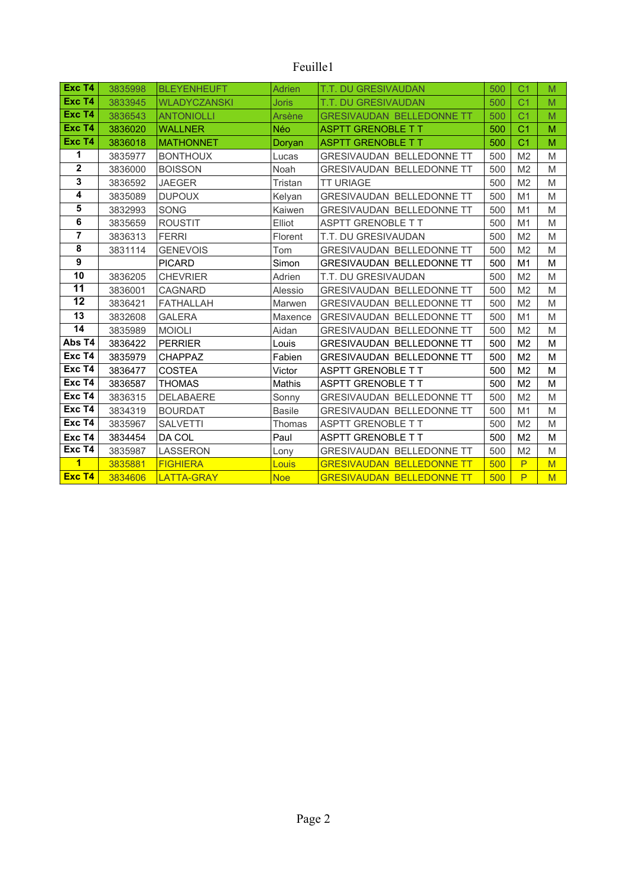# Feuille1

| | | | | | | | |
|---|---|---|---|---|---|---|---|
| **Exc T4** | 3835998 | BLEYENHEUFT | Adrien | T.T. DU GRESIVAUDAN | 500 | C1 | M |
| **Exc T4** | 3833945 | WLADYCZANSKI | Joris | T.T. DU GRESIVAUDAN | 500 | C1 | M |
| **Exc T4** | 3836543 | ANTONIOLLI | Arsène | GRESIVAUDAN  BELLEDONNE TT | 500 | C1 | M |
| **Exc T4** | 3836020 | WALLNER | Néo | ASPTT GRENOBLE T T | 500 | C1 | M |
| **Exc T4** | 3836018 | MATHONNET | Doryan | ASPTT GRENOBLE T T | 500 | C1 | M |
| **1** | 3835977 | BONTHOUX | Lucas | GRESIVAUDAN  BELLEDONNE TT | 500 | M2 | M |
| **2** | 3836000 | BOISSON | Noah | GRESIVAUDAN  BELLEDONNE TT | 500 | M2 | M |
| **3** | 3836592 | JAEGER | Tristan | TT URIAGE | 500 | M2 | M |
| **4** | 3835089 | DUPOUX | Kelyan | GRESIVAUDAN  BELLEDONNE TT | 500 | M1 | M |
| **5** | 3832993 | SONG | Kaiwen | GRESIVAUDAN  BELLEDONNE TT | 500 | M1 | M |
| **6** | 3835659 | ROUSTIT | Elliot | ASPTT GRENOBLE T T | 500 | M1 | M |
| **7** | 3836313 | FERRI | Florent | T.T. DU GRESIVAUDAN | 500 | M2 | M |
| **8** | 3831114 | GENEVOIS | Tom | GRESIVAUDAN  BELLEDONNE TT | 500 | M2 | M |
| **9** | | PICARD | Simon | GRESIVAUDAN  BELLEDONNE TT | 500 | M1 | M |
| **10** | 3836205 | CHEVRIER | Adrien | T.T. DU GRESIVAUDAN | 500 | M2 | M |
| **11** | 3836001 | CAGNARD | Alessio | GRESIVAUDAN  BELLEDONNE TT | 500 | M2 | M |
| **12** | 3836421 | FATHALLAH | Marwen | GRESIVAUDAN  BELLEDONNE TT | 500 | M2 | M |
| **13** | 3832608 | GALERA | Maxence | GRESIVAUDAN  BELLEDONNE TT | 500 | M1 | M |
| **14** | 3835989 | MOIOLI | Aidan | GRESIVAUDAN  BELLEDONNE TT | 500 | M2 | M |
| **Abs T4** | 3836422 | PERRIER | Louis | GRESIVAUDAN  BELLEDONNE TT | 500 | M2 | M |
| **Exc T4** | 3835979 | CHAPPAZ | Fabien | GRESIVAUDAN  BELLEDONNE TT | 500 | M2 | M |
| **Exc T4** | 3836477 | COSTEA | Victor | ASPTT GRENOBLE T T | 500 | M2 | M |
| **Exc T4** | 3836587 | THOMAS | Mathis | ASPTT GRENOBLE T T | 500 | M2 | M |
| **Exc T4** | 3836315 | DELABAERE | Sonny | GRESIVAUDAN  BELLEDONNE TT | 500 | M2 | M |
| **Exc T4** | 3834319 | BOURDAT | Basile | GRESIVAUDAN  BELLEDONNE TT | 500 | M1 | M |
| **Exc T4** | 3835967 | SALVETTI | Thomas | ASPTT GRENOBLE T T | 500 | M2 | M |
| **Exc T4** | 3834454 | DA COL | Paul | ASPTT GRENOBLE T T | 500 | M2 | M |
| **Exc T4** | 3835987 | LASSERON | Lony | GRESIVAUDAN  BELLEDONNE TT | 500 | M2 | M |
| **1** | 3835881 | FIGHIERA | Louis | GRESIVAUDAN  BELLEDONNE TT | 500 | P | M |
| **Exc T4** | 3834606 | LATTA-GRAY | Noe | GRESIVAUDAN  BELLEDONNE TT | 500 | P | M |